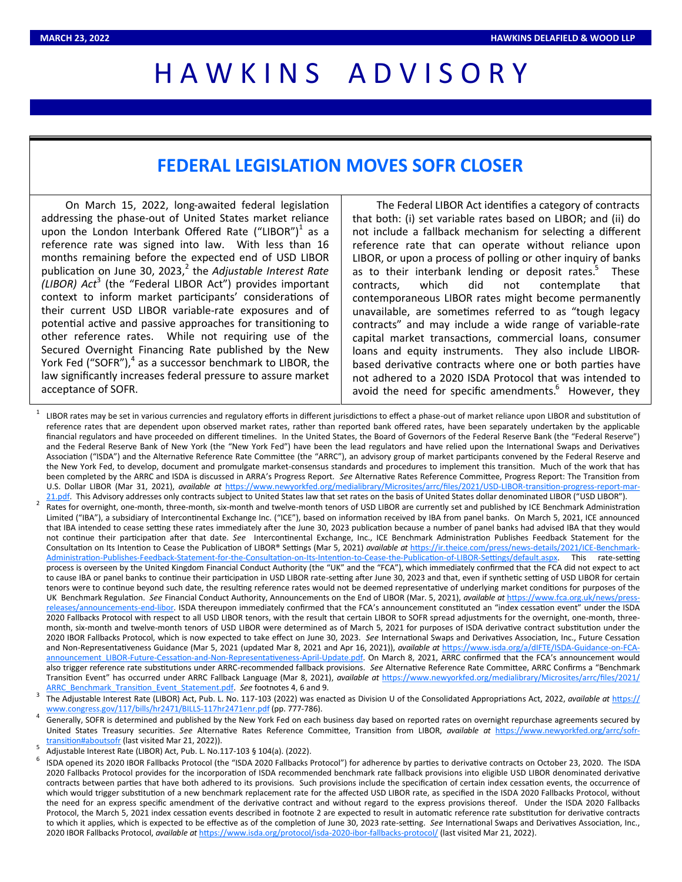# HAWKINS ADVISORY

## FEDERAL LEGISLATION MOVES SOFR CLOSER

On March 15, 2022, long-awaited federal legislation addressing the phase-out of United States market reliance upon the London Interbank Offered Rate ("LIBOR")[1] as a reference rate was signed into law. With less than 16 months remaining before the expected end of USD LIBOR publication on June 30, 2023,[2] the *Adjustable Interest Rate (LIBOR) Act*[3] (the "Federal LIBOR Act") provides important context to inform market participants' considerations of their current USD LIBOR variable-rate exposures and of potential active and passive approaches for transitioning to other reference rates. While not requiring use of the Secured Overnight Financing Rate published by the New York Fed ("SOFR"),[4] as a successor benchmark to LIBOR, the law significantly increases federal pressure to assure market acceptance of SOFR.

The Federal LIBOR Act identifies a category of contracts that both: (i) set variable rates based on LIBOR; and (ii) do not include a fallback mechanism for selecting a different reference rate that can operate without reliance upon LIBOR, or upon a process of polling or other inquiry of banks as to their interbank lending or deposit rates.[5] These contracts, which did not contemplate that contemporaneous LIBOR rates might become permanently unavailable, are sometimes referred to as "tough legacy contracts" and may include a wide range of variable-rate capital market transactions, commercial loans, consumer loans and equity instruments. They also include LIBOR-based derivative contracts where one or both parties have not adhered to a 2020 ISDA Protocol that was intended to avoid the need for specific amendments.[6] However, they

---

[1] LIBOR rates may be set in various currencies and regulatory efforts in different jurisdictions to effect a phase-out of market reliance upon LIBOR and substitution of reference rates that are dependent upon observed market rates, rather than reported bank offered rates, have been separately undertaken by the applicable financial regulators and have proceeded on different timelines. In the United States, the Board of Governors of the Federal Reserve Bank (the "Federal Reserve") and the Federal Reserve Bank of New York (the "New York Fed") have been the lead regulators and have relied upon the International Swaps and Derivatives Association ("ISDA") and the Alternative Reference Rate Committee (the "ARRC"), an advisory group of market participants convened by the Federal Reserve and the New York Fed, to develop, document and promulgate market-consensus standards and procedures to implement this transition. Much of the work that has been completed by the ARRC and ISDA is discussed in ARRA's Progress Report. *See* Alternative Rates Reference Committee, Progress Report: The Transition from U.S. Dollar LIBOR (Mar 31, 2021), *available at* https://www.newyorkfed.org/medialibrary/Microsites/arrc/files/2021/USD-LIBOR-transition-progress-report-mar-21.pdf. This Advisory addresses only contracts subject to United States law that set rates on the basis of United States dollar denominated LIBOR ("USD LIBOR").

[2] Rates for overnight, one-month, three-month, six-month and twelve-month tenors of USD LIBOR are currently set and published by ICE Benchmark Administration Limited ("IBA"), a subsidiary of Intercontinental Exchange Inc. ("ICE"), based on information received by IBA from panel banks. On March 5, 2021, ICE announced that IBA intended to cease setting these rates immediately after the June 30, 2023 publication because a number of panel banks had advised IBA that they would not continue their participation after that date. *See* Intercontinental Exchange, Inc., ICE Benchmark Administration Publishes Feedback Statement for the Consultation on Its Intention to Cease the Publication of LIBOR® Settings (Mar 5, 2021) *available at* https://ir.theice.com/press/news-details/2021/ICE-Benchmark-Administration-Publishes-Feedback-Statement-for-the-Consultation-on-Its-Intention-to-Cease-the-Publication-of-LIBOR-Settings/default.aspx. This rate-setting process is overseen by the United Kingdom Financial Conduct Authority (the "UK" and the "FCA"), which immediately confirmed that the FCA did not expect to act to cause IBA or panel banks to continue their participation in USD LIBOR rate-setting after June 30, 2023 and that, even if synthetic setting of USD LIBOR for certain tenors were to continue beyond such date, the resulting reference rates would not be deemed representative of underlying market conditions for purposes of the UK Benchmark Regulation. *See* Financial Conduct Authority, Announcements on the End of LIBOR (Mar. 5, 2021), *available at* https://www.fca.org.uk/news/press-releases/announcements-end-libor. ISDA thereupon immediately confirmed that the FCA's announcement constituted an "index cessation event" under the ISDA 2020 Fallbacks Protocol with respect to all USD LIBOR tenors, with the result that certain LIBOR to SOFR spread adjustments for the overnight, one-month, three-month, six-month and twelve-month tenors of USD LIBOR were determined as of March 5, 2021 for purposes of ISDA derivative contract substitution under the 2020 IBOR Fallbacks Protocol, which is now expected to take effect on June 30, 2023. *See* International Swaps and Derivatives Association, Inc., Future Cessation and Non-Representativeness Guidance (Mar 5, 2021 (updated Mar 8, 2021 and Apr 16, 2021)), *available at* https://www.isda.org/a/dIFTE/ISDA-Guidance-on-FCA-announcement_LIBOR-Future-Cessation-and-Non-Representativeness-April-Update.pdf. On March 8, 2021, ARRC confirmed that the FCA's announcement would also trigger reference rate substitutions under ARRC-recommended fallback provisions. *See* Alternative Reference Rate Committee, ARRC Confirms a "Benchmark Transition Event" has occurred under ARRC Fallback Language (Mar 8, 2021), *available at* https://www.newyorkfed.org/medialibrary/Microsites/arrc/files/2021/ARRC_Benchmark_Transition_Event_Statement.pdf. *See* footnotes 4, 6 and 9.

[3] The Adjustable Interest Rate (LIBOR) Act, Pub. L. No. 117-103 (2022) was enacted as Division U of the Consolidated Appropriations Act, 2022, *available at* https://www.congress.gov/117/bills/hr2471/BILLS-117hr2471enr.pdf (pp. 777-786).

[4] Generally, SOFR is determined and published by the New York Fed on each business day based on reported rates on overnight repurchase agreements secured by United States Treasury securities. *See* Alternative Rates Reference Committee, Transition from LIBOR, *available at* https://www.newyorkfed.org/arrc/sofr-transition#aboutsofr (last visited Mar 21, 2022)).

[5] Adjustable Interest Rate (LIBOR) Act, Pub. L. No.117-103 § 104(a). (2022).

[6] ISDA opened its 2020 IBOR Fallbacks Protocol (the "ISDA 2020 Fallbacks Protocol") for adherence by parties to derivative contracts on October 23, 2020. The ISDA 2020 Fallbacks Protocol provides for the incorporation of ISDA recommended benchmark rate fallback provisions into eligible USD LIBOR denominated derivative contracts between parties that have both adhered to its provisions. Such provisions include the specification of certain index cessation events, the occurrence of which would trigger substitution of a new benchmark replacement rate for the affected USD LIBOR rate, as specified in the ISDA 2020 Fallbacks Protocol, without the need for an express specific amendment of the derivative contract and without regard to the express provisions thereof. Under the ISDA 2020 Fallbacks Protocol, the March 5, 2021 index cessation events described in footnote 2 are expected to result in automatic reference rate substitution for derivative contracts to which it applies, which is expected to be effective as of the completion of June 30, 2023 rate-setting. *See* International Swaps and Derivatives Association, Inc., 2020 IBOR Fallbacks Protocol, *available at* https://www.isda.org/protocol/isda-2020-ibor-fallbacks-protocol/ (last visited Mar 21, 2022).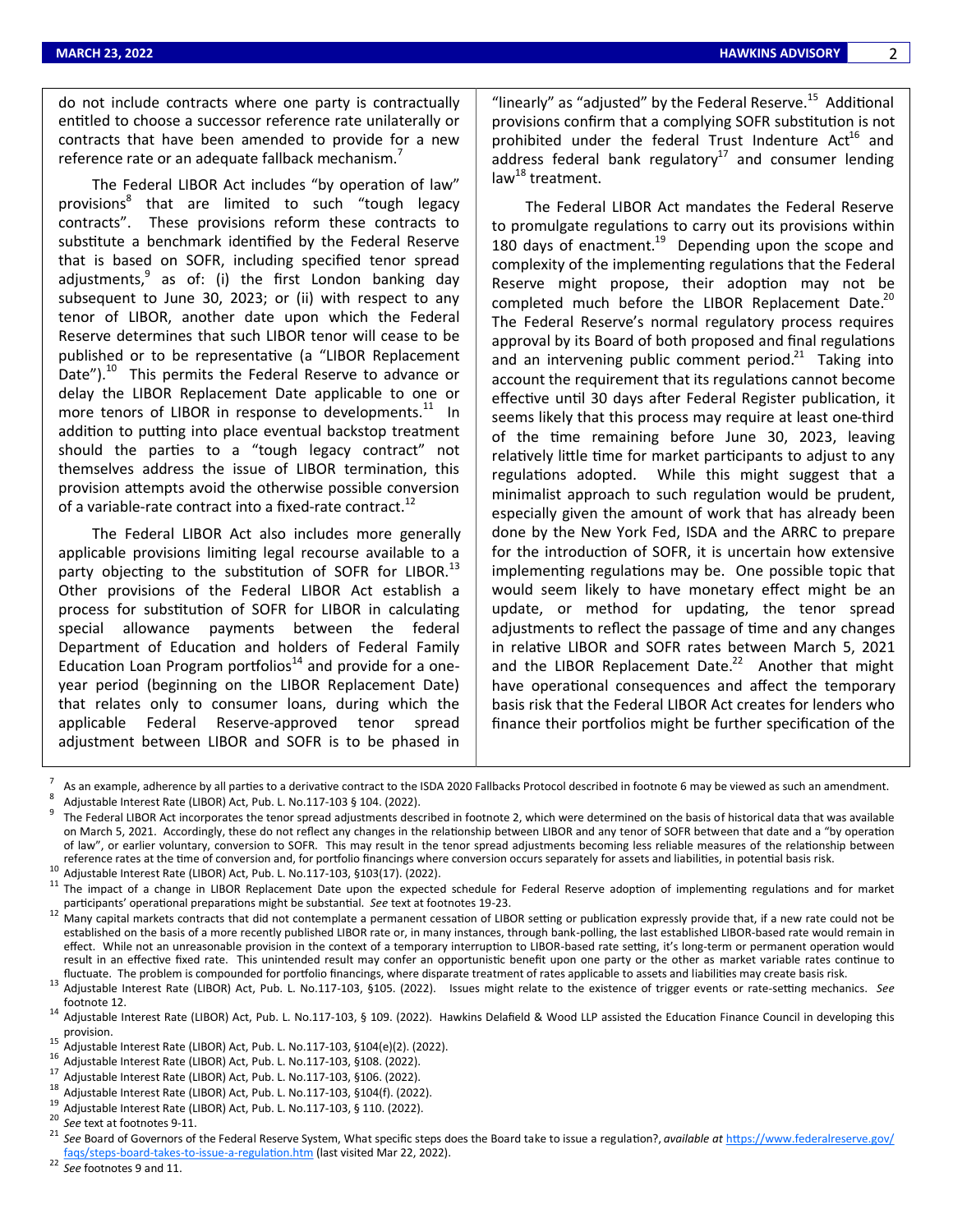do not include contracts where one party is contractually entitled to choose a successor reference rate unilaterally or contracts that have been amended to provide for a new reference rate or an adequate fallback mechanism.[7]

The Federal LIBOR Act includes "by operation of law" provisions[8] that are limited to such "tough legacy contracts". These provisions reform these contracts to substitute a benchmark identified by the Federal Reserve that is based on SOFR, including specified tenor spread adjustments,[9] as of: (i) the first London banking day subsequent to June 30, 2023; or (ii) with respect to any tenor of LIBOR, another date upon which the Federal Reserve determines that such LIBOR tenor will cease to be published or to be representative (a "LIBOR Replacement Date").[10] This permits the Federal Reserve to advance or delay the LIBOR Replacement Date applicable to one or more tenors of LIBOR in response to developments.[11] In addition to putting into place eventual backstop treatment should the parties to a "tough legacy contract" not themselves address the issue of LIBOR termination, this provision attempts avoid the otherwise possible conversion of a variable-rate contract into a fixed-rate contract.[12]

The Federal LIBOR Act also includes more generally applicable provisions limiting legal recourse available to a party objecting to the substitution of SOFR for LIBOR.[13] Other provisions of the Federal LIBOR Act establish a process for substitution of SOFR for LIBOR in calculating special allowance payments between the federal Department of Education and holders of Federal Family Education Loan Program portfolios[14] and provide for a one-year period (beginning on the LIBOR Replacement Date) that relates only to consumer loans, during which the applicable Federal Reserve-approved tenor spread adjustment between LIBOR and SOFR is to be phased in "linearly" as "adjusted" by the Federal Reserve.[15] Additional provisions confirm that a complying SOFR substitution is not prohibited under the federal Trust Indenture Act[16] and address federal bank regulatory[17] and consumer lending law[18] treatment.

The Federal LIBOR Act mandates the Federal Reserve to promulgate regulations to carry out its provisions within 180 days of enactment.[19] Depending upon the scope and complexity of the implementing regulations that the Federal Reserve might propose, their adoption may not be completed much before the LIBOR Replacement Date.[20] The Federal Reserve's normal regulatory process requires approval by its Board of both proposed and final regulations and an intervening public comment period.[21] Taking into account the requirement that its regulations cannot become effective until 30 days after Federal Register publication, it seems likely that this process may require at least one-third of the time remaining before June 30, 2023, leaving relatively little time for market participants to adjust to any regulations adopted. While this might suggest that a minimalist approach to such regulation would be prudent, especially given the amount of work that has already been done by the New York Fed, ISDA and the ARRC to prepare for the introduction of SOFR, it is uncertain how extensive implementing regulations may be. One possible topic that would seem likely to have monetary effect might be an update, or method for updating, the tenor spread adjustments to reflect the passage of time and any changes in relative LIBOR and SOFR rates between March 5, 2021 and the LIBOR Replacement Date.[22] Another that might have operational consequences and affect the temporary basis risk that the Federal LIBOR Act creates for lenders who finance their portfolios might be further specification of the

---

[7] As an example, adherence by all parties to a derivative contract to the ISDA 2020 Fallbacks Protocol described in footnote 6 may be viewed as such an amendment.

[8] Adjustable Interest Rate (LIBOR) Act, Pub. L. No.117-103 § 104. (2022).

[9] The Federal LIBOR Act incorporates the tenor spread adjustments described in footnote 2, which were determined on the basis of historical data that was available on March 5, 2021. Accordingly, these do not reflect any changes in the relationship between LIBOR and any tenor of SOFR between that date and a "by operation of law", or earlier voluntary, conversion to SOFR. This may result in the tenor spread adjustments becoming less reliable measures of the relationship between reference rates at the time of conversion and, for portfolio financings where conversion occurs separately for assets and liabilities, in potential basis risk.

[10] Adjustable Interest Rate (LIBOR) Act, Pub. L. No.117-103, §103(17). (2022).

[11] The impact of a change in LIBOR Replacement Date upon the expected schedule for Federal Reserve adoption of implementing regulations and for market participants' operational preparations might be substantial. *See* text at footnotes 19-23.

[12] Many capital markets contracts that did not contemplate a permanent cessation of LIBOR setting or publication expressly provide that, if a new rate could not be established on the basis of a more recently published LIBOR rate or, in many instances, through bank-polling, the last established LIBOR-based rate would remain in effect. While not an unreasonable provision in the context of a temporary interruption to LIBOR-based rate setting, it's long-term or permanent operation would result in an effective fixed rate. This unintended result may confer an opportunistic benefit upon one party or the other as market variable rates continue to fluctuate. The problem is compounded for portfolio financings, where disparate treatment of rates applicable to assets and liabilities may create basis risk.

[13] Adjustable Interest Rate (LIBOR) Act, Pub. L. No.117-103, §105. (2022). Issues might relate to the existence of trigger events or rate-setting mechanics. *See* footnote 12.

[14] Adjustable Interest Rate (LIBOR) Act, Pub. L. No.117-103, § 109. (2022). Hawkins Delafield & Wood LLP assisted the Education Finance Council in developing this provision.

[15] Adjustable Interest Rate (LIBOR) Act, Pub. L. No.117-103, §104(e)(2). (2022).

[16] Adjustable Interest Rate (LIBOR) Act, Pub. L. No.117-103, §108. (2022).

[17] Adjustable Interest Rate (LIBOR) Act, Pub. L. No.117-103, §106. (2022).

[18] Adjustable Interest Rate (LIBOR) Act, Pub. L. No.117-103, §104(f). (2022).

[19] Adjustable Interest Rate (LIBOR) Act, Pub. L. No.117-103, § 110. (2022).

[20] *See* text at footnotes 9-11.

[21] *See* Board of Governors of the Federal Reserve System, What specific steps does the Board take to issue a regulation?, *available at* https://www.federalreserve.gov/faqs/steps-board-takes-to-issue-a-regulation.htm (last visited Mar 22, 2022).

[22] *See* footnotes 9 and 11.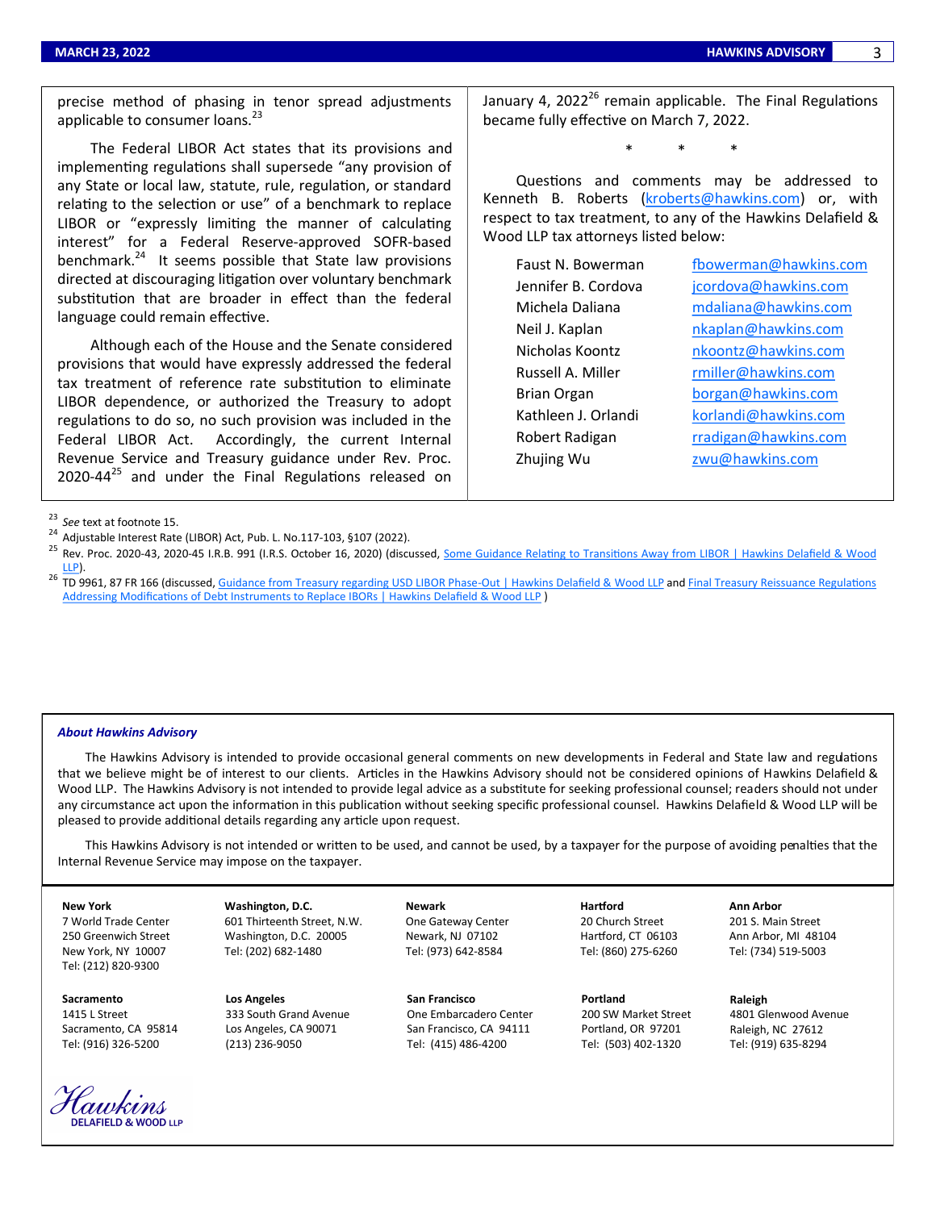precise method of phasing in tenor spread adjustments applicable to consumer loans.[23]

The Federal LIBOR Act states that its provisions and implementing regulations shall supersede "any provision of any State or local law, statute, rule, regulation, or standard relating to the selection or use" of a benchmark to replace LIBOR or "expressly limiting the manner of calculating interest" for a Federal Reserve-approved SOFR-based benchmark.[24] It seems possible that State law provisions directed at discouraging litigation over voluntary benchmark substitution that are broader in effect than the federal language could remain effective.

Although each of the House and the Senate considered provisions that would have expressly addressed the federal tax treatment of reference rate substitution to eliminate LIBOR dependence, or authorized the Treasury to adopt regulations to do so, no such provision was included in the Federal LIBOR Act. Accordingly, the current Internal Revenue Service and Treasury guidance under Rev. Proc. 2020-44[25] and under the Final Regulations released on January 4, 2022[26] remain applicable. The Final Regulations became fully effective on March 7, 2022.

\* \* \*

Questions and comments may be addressed to Kenneth B. Roberts (kroberts@hawkins.com) or, with respect to tax treatment, to any of the Hawkins Delafield & Wood LLP tax attorneys listed below:

| | |
|---|---|
| Faust N. Bowerman | fbowerman@hawkins.com |
| Jennifer B. Cordova | jcordova@hawkins.com |
| Michela Daliana | mdaliana@hawkins.com |
| Neil J. Kaplan | nkaplan@hawkins.com |
| Nicholas Koontz | nkoontz@hawkins.com |
| Russell A. Miller | rmiller@hawkins.com |
| Brian Organ | borgan@hawkins.com |
| Kathleen J. Orlandi | korlandi@hawkins.com |
| Robert Radigan | rradigan@hawkins.com |
| Zhujing Wu | zwu@hawkins.com |

[23] *See* text at footnote 15.

[24] Adjustable Interest Rate (LIBOR) Act, Pub. L. No.117-103, §107 (2022).

[25] Rev. Proc. 2020-43, 2020-45 I.R.B. 991 (I.R.S. October 16, 2020) (discussed, Some Guidance Relating to Transitions Away from LIBOR | Hawkins Delafield & Wood LLP).

[26] TD 9961, 87 FR 166 (discussed, Guidance from Treasury regarding USD LIBOR Phase-Out | Hawkins Delafield & Wood LLP and Final Treasury Reissuance Regulations Addressing Modifications of Debt Instruments to Replace IBORs | Hawkins Delafield & Wood LLP )

***About Hawkins Advisory***

The Hawkins Advisory is intended to provide occasional general comments on new developments in Federal and State law and regulations that we believe might be of interest to our clients. Articles in the Hawkins Advisory should not be considered opinions of Hawkins Delafield & Wood LLP. The Hawkins Advisory is not intended to provide legal advice as a substitute for seeking professional counsel; readers should not under any circumstance act upon the information in this publication without seeking specific professional counsel. Hawkins Delafield & Wood LLP will be pleased to provide additional details regarding any article upon request.

This Hawkins Advisory is not intended or written to be used, and cannot be used, by a taxpayer for the purpose of avoiding penalties that the Internal Revenue Service may impose on the taxpayer.

**New York**
7 World Trade Center
250 Greenwich Street
New York, NY 10007
Tel: (212) 820-9300

**Washington, D.C.**
601 Thirteenth Street, N.W.
Washington, D.C. 20005
Tel: (202) 682-1480

**Newark**
One Gateway Center
Newark, NJ 07102
Tel: (973) 642-8584

**Hartford**
20 Church Street
Hartford, CT 06103
Tel: (860) 275-6260

**Ann Arbor**
201 S. Main Street
Ann Arbor, MI 48104
Tel: (734) 519-5003

**Sacramento**
1415 L Street
Sacramento, CA 95814
Tel: (916) 326-5200

**Los Angeles**
333 South Grand Avenue
Los Angeles, CA 90071
(213) 236-9050

**San Francisco**
One Embarcadero Center
San Francisco, CA 94111
Tel: (415) 486-4200

**Portland**
200 SW Market Street
Portland, OR 97201
Tel: (503) 402-1320

**Raleigh**
4801 Glenwood Avenue
Raleigh, NC 27612
Tel: (919) 635-8294

Hawkins
DELAFIELD & WOOD LLP